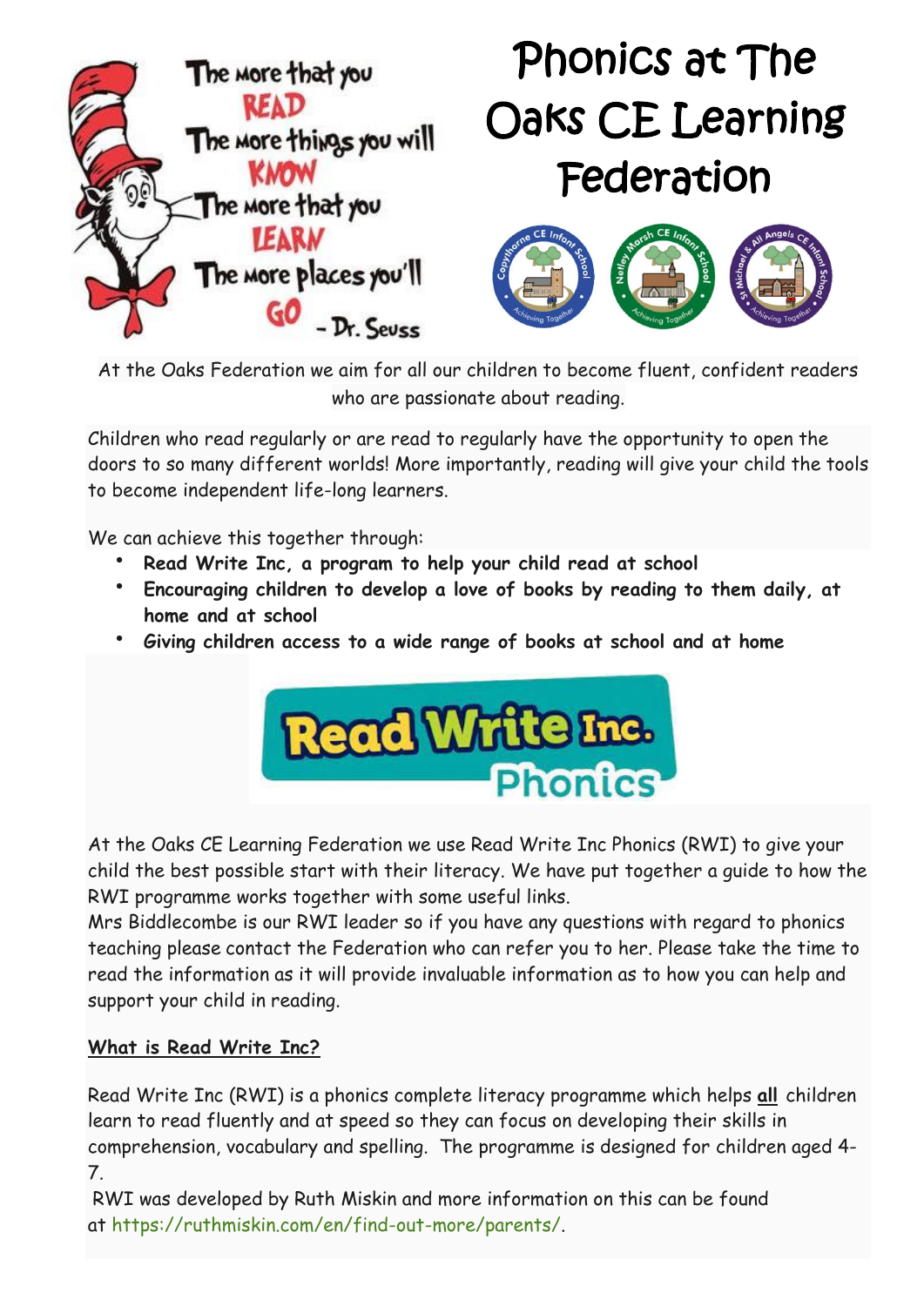The more that you READ
The more things you will KNOW
The more that you LEARN
The more places you'll GO
- Dr. Seuss

# Phonics at The Oaks CE Learning Federation

At the Oaks Federation we aim for all our children to become fluent, confident readers who are passionate about reading.

Children who read regularly or are read to regularly have the opportunity to open the doors to so many different worlds! More importantly, reading will give your child the tools to become independent life-long learners.

We can achieve this together through:

- **Read Write Inc, a program to help your child read at school**
- **Encouraging children to develop a love of books by reading to them daily, at home and at school**
- ***Giving children access to a wide range of books at school and at home***

Read Write Inc. Phonics

At the Oaks CE Learning Federation we use Read Write Inc Phonics (RWI) to give your child the best possible start with their literacy. We have put together a guide to how the RWI programme works together with some useful links.
Mrs Biddlecombe is our RWI leader so if you have any questions with regard to phonics teaching please contact the Federation who can refer you to her. Please take the time to read the information as it will provide invaluable information as to how you can help and support your child in reading.

**What is Read Write Inc?**

Read Write Inc (RWI) is a phonics complete literacy programme which helps **all** children learn to read fluently and at speed so they can focus on developing their skills in comprehension, vocabulary and spelling. The programme is designed for children aged 4-7.
RWI was developed by Ruth Miskin and more information on this can be found at https://ruthmiskin.com/en/find-out-more/parents/.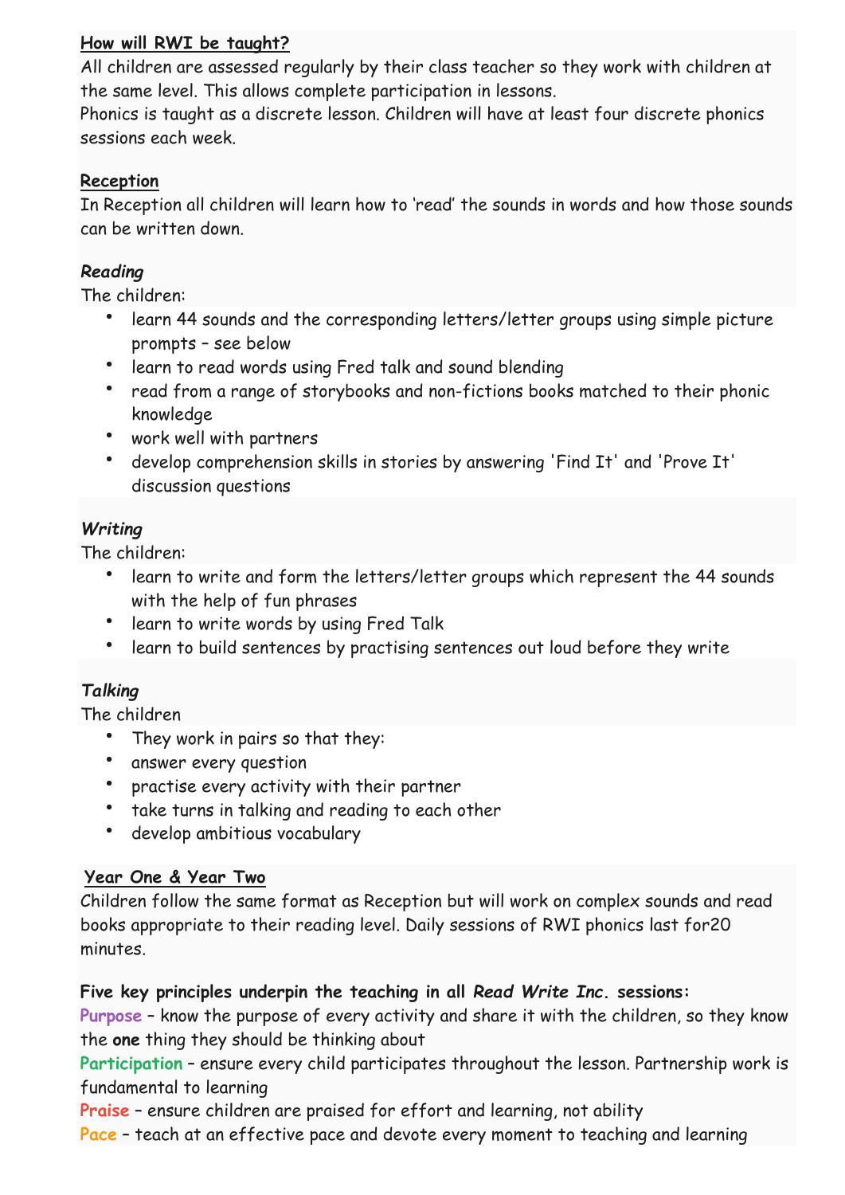**How will RWI be taught?**

All children are assessed regularly by their class teacher so they work with children at the same level. This allows complete participation in lessons.
Phonics is taught as a discrete lesson. Children will have at least four discrete phonics sessions each week.

**Reception**

In Reception all children will learn how to 'read' the sounds in words and how those sounds can be written down.

***Reading***

The children:

- learn 44 sounds and the corresponding letters/letter groups using simple picture prompts – see below
- learn to read words using Fred talk and sound blending
- read from a range of storybooks and non-fictions books matched to their phonic knowledge
- work well with partners
- develop comprehension skills in stories by answering 'Find It' and 'Prove It' discussion questions

***Writing***

The children:

- learn to write and form the letters/letter groups which represent the 44 sounds with the help of fun phrases
- learn to write words by using Fred Talk
- learn to build sentences by practising sentences out loud before they write

***Talking***

The children

- They work in pairs so that they:
- answer every question
- practise every activity with their partner
- take turns in talking and reading to each other
- develop ambitious vocabulary

**Year One & Year Two**

Children follow the same format as Reception but will work on complex sounds and read books appropriate to their reading level. Daily sessions of RWI phonics last for20 minutes.

**Five key principles underpin the teaching in all *Read Write Inc.* sessions:**

**Purpose** – know the purpose of every activity and share it with the children, so they know the **one** thing they should be thinking about
**Participation** – ensure every child participates throughout the lesson. Partnership work is fundamental to learning
**Praise** – ensure children are praised for effort and learning, not ability
**Pace** – teach at an effective pace and devote every moment to teaching and learning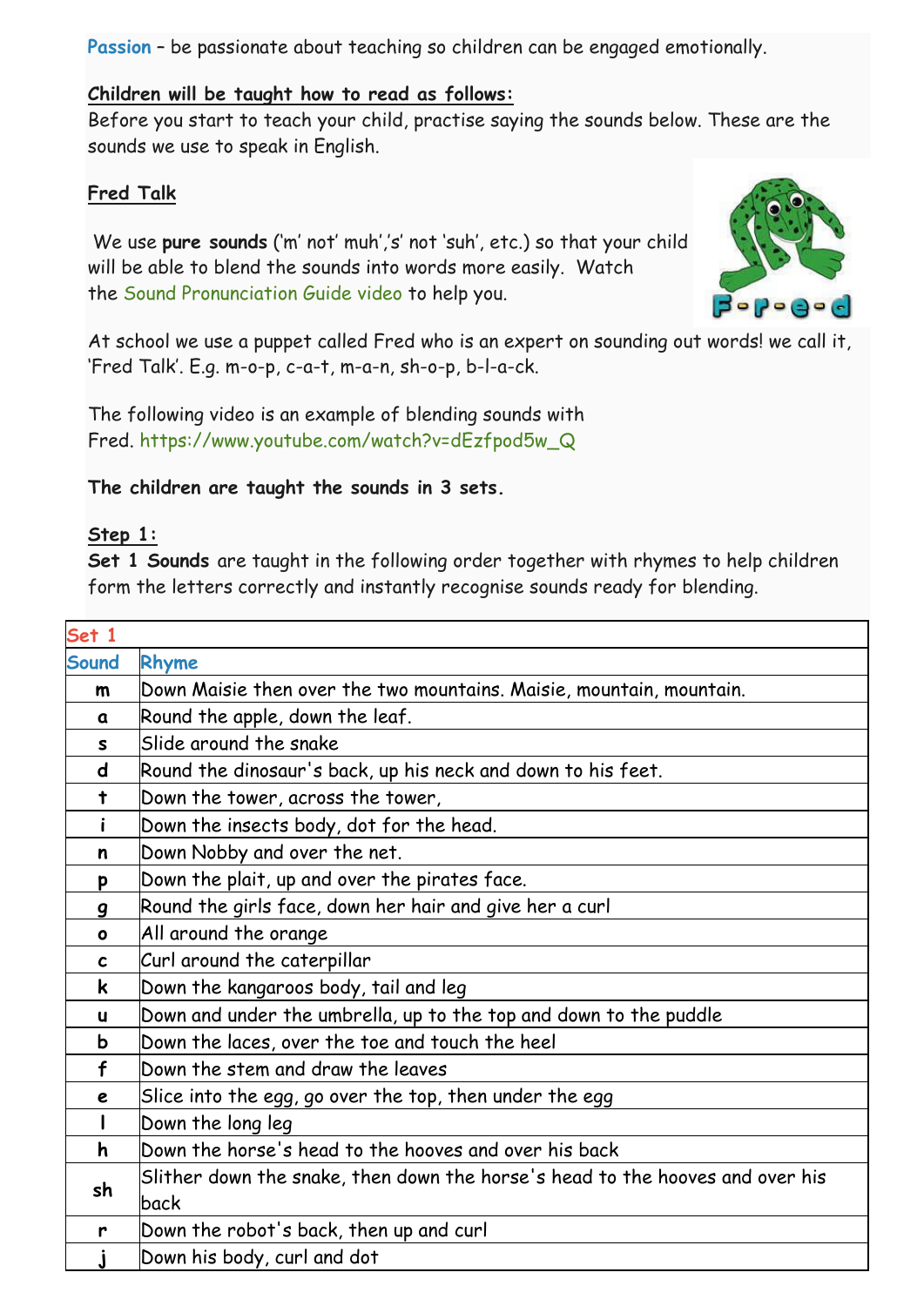**Passion** – be passionate about teaching so children can be engaged emotionally.

**Children will be taught how to read as follows:**

Before you start to teach your child, practise saying the sounds below. These are the sounds we use to speak in English.

**Fred Talk**

We use **pure sounds** ('m' not' muh','s' not 'suh', etc.) so that your child will be able to blend the sounds into words more easily. Watch the Sound Pronunciation Guide video to help you.

At school we use a puppet called Fred who is an expert on sounding out words! we call it, 'Fred Talk'. E.g. m-o-p, c-a-t, m-a-n, sh-o-p, b-l-a-ck.

The following video is an example of blending sounds with Fred. https://www.youtube.com/watch?v=dEzfpod5w_Q

**The children are taught the sounds in 3 sets.**

**Step 1:**

**Set 1 Sounds** are taught in the following order together with rhymes to help children form the letters correctly and instantly recognise sounds ready for blending.

| Set 1 | |
|---|---|
| **Sound** | **Rhyme** |
| m | Down Maisie then over the two mountains. Maisie, mountain, mountain. |
| a | Round the apple, down the leaf. |
| s | Slide around the snake |
| d | Round the dinosaur's back, up his neck and down to his feet. |
| t | Down the tower, across the tower, |
| i | Down the insects body, dot for the head. |
| n | Down Nobby and over the net. |
| p | Down the plait, up and over the pirates face. |
| g | Round the girls face, down her hair and give her a curl |
| o | All around the orange |
| c | Curl around the caterpillar |
| k | Down the kangaroos body, tail and leg |
| u | Down and under the umbrella, up to the top and down to the puddle |
| b | Down the laces, over the toe and touch the heel |
| f | Down the stem and draw the leaves |
| e | Slice into the egg, go over the top, then under the egg |
| l | Down the long leg |
| h | Down the horse's head to the hooves and over his back |
| sh | Slither down the snake, then down the horse's head to the hooves and over his back |
| r | Down the robot's back, then up and curl |
| j | Down his body, curl and dot |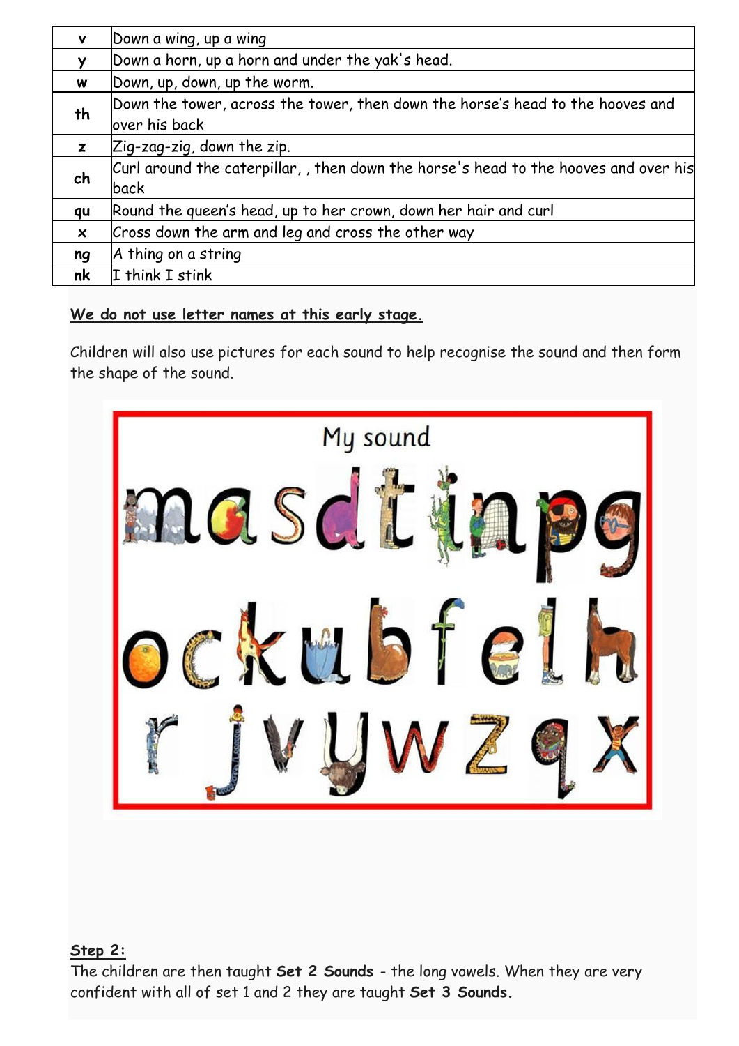| v | Down a wing, up a wing |
|---|---|
| y | Down a horn, up a horn and under the yak's head. |
| w | Down, up, down, up the worm. |
| th | Down the tower, across the tower, then down the horse's head to the hooves and over his back |
| z | Zig-zag-zig, down the zip. |
| ch | Curl around the caterpillar, , then down the horse's head to the hooves and over his back |
| qu | Round the queen's head, up to her crown, down her hair and curl |
| x | Cross down the arm and leg and cross the other way |
| ng | A thing on a string |
| nk | I think I stink |

**We do not use letter names at this early stage.**

Children will also use pictures for each sound to help recognise the sound and then form the shape of the sound.

**Step 2:**

The children are then taught **Set 2 Sounds** - the long vowels. When they are very confident with all of set 1 and 2 they are taught **Set 3 Sounds.**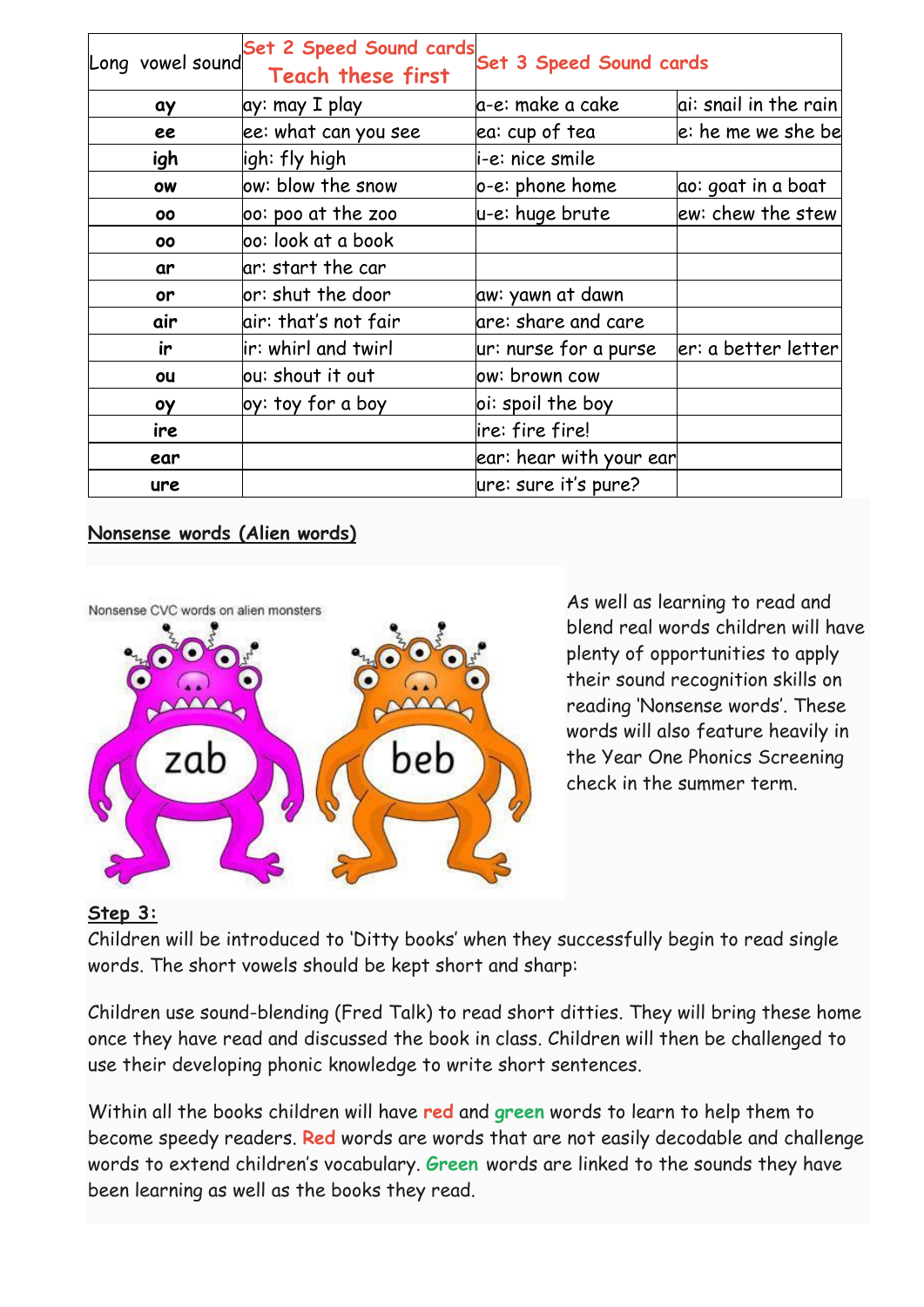| Long vowel sound | Set 2 Speed Sound cards Teach these first | Set 3 Speed Sound cards | |
|---|---|---|---|
| ay | ay: may I play | a-e: make a cake | ai: snail in the rain |
| ee | ee: what can you see | ea: cup of tea | e: he me we she be |
| igh | igh: fly high | i-e: nice smile | |
| ow | ow: blow the snow | o-e: phone home | ao: goat in a boat |
| oo | oo: poo at the zoo | u-e: huge brute | ew: chew the stew |
| oo | oo: look at a book | | |
| ar | ar: start the car | | |
| or | or: shut the door | aw: yawn at dawn | |
| air | air: that's not fair | are: share and care | |
| ir | ir: whirl and twirl | ur: nurse for a purse | er: a better letter |
| ou | ou: shout it out | ow: brown cow | |
| oy | oy: toy for a boy | oi: spoil the boy | |
| ire | | ire: fire fire! | |
| ear | | ear: hear with your ear | |
| ure | | ure: sure it's pure? | |

**Nonsense words (Alien words)**

Nonsense CVC words on alien monsters

zab beb

As well as learning to read and blend real words children will have plenty of opportunities to apply their sound recognition skills on reading 'Nonsense words'. These words will also feature heavily in the Year One Phonics Screening check in the summer term.

**Step 3:**

Children will be introduced to 'Ditty books' when they successfully begin to read single words. The short vowels should be kept short and sharp:

Children use sound-blending (Fred Talk) to read short ditties. They will bring these home once they have read and discussed the book in class. Children will then be challenged to use their developing phonic knowledge to write short sentences.

Within all the books children will have **red** and **green** words to learn to help them to become speedy readers. **Red** words are words that are not easily decodable and challenge words to extend children's vocabulary. **Green** words are linked to the sounds they have been learning as well as the books they read.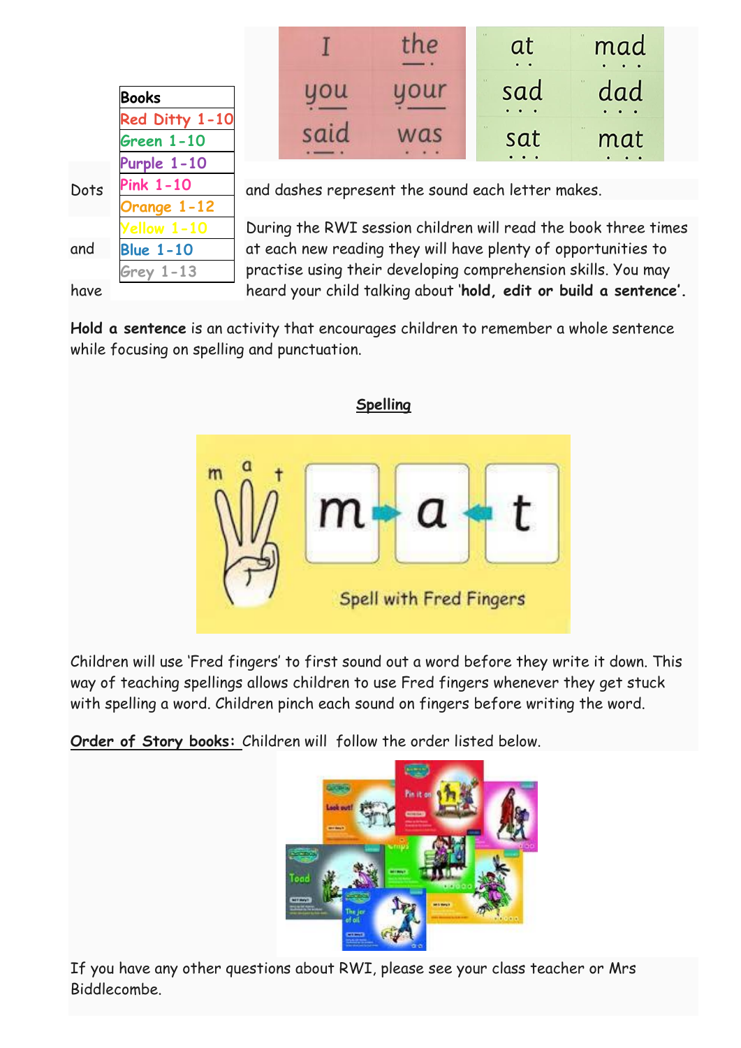| Books |
| --- |
| Red Ditty 1-10 |
| Green 1-10 |
| Purple 1-10 |
| Pink 1-10 |
| Orange 1-12 |
| Yellow 1-10 |
| Blue 1-10 |
| Grey 1-13 |

Dots and dashes represent the sound each letter makes.

During the RWI session children will read the book three times at each new reading they will have plenty of opportunities to practise using their developing comprehension skills. You may have heard your child talking about '**hold, edit or build a sentence'**.

**Hold a sentence** is an activity that encourages children to remember a whole sentence while focusing on spelling and punctuation.

**Spelling**

Children will use 'Fred fingers' to first sound out a word before they write it down. This way of teaching spellings allows children to use Fred fingers whenever they get stuck with spelling a word. Children pinch each sound on fingers before writing the word.

**Order of Story books:** Children will follow the order listed below.

If you have any other questions about RWI, please see your class teacher or Mrs Biddlecombe.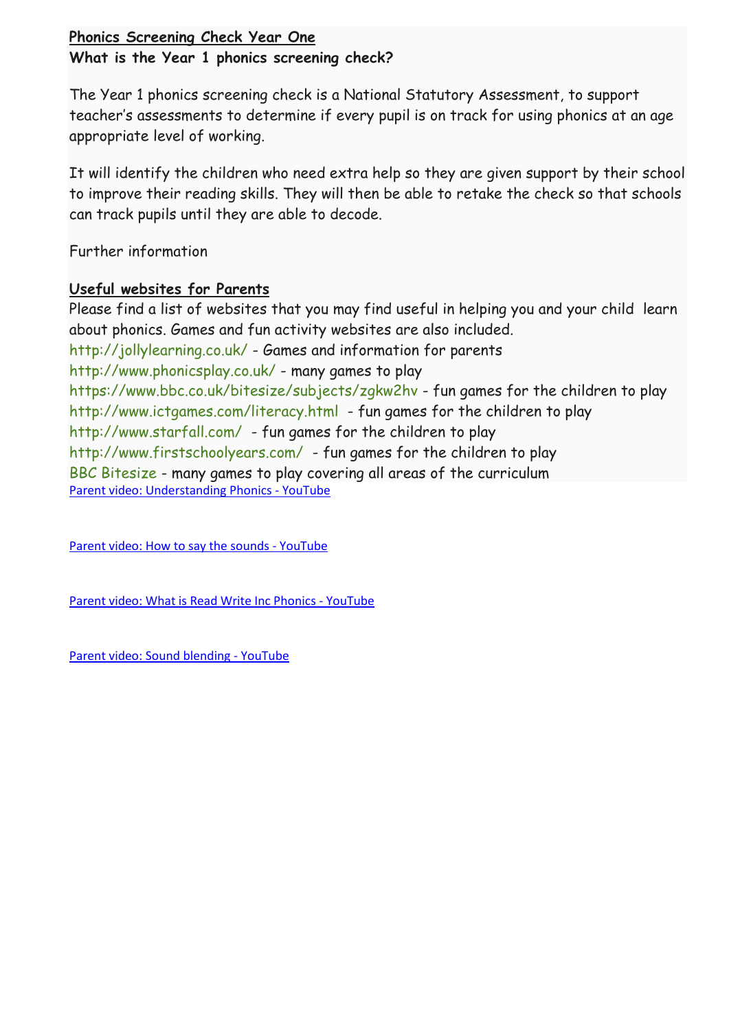## Phonics Screening Check Year One

**What is the Year 1 phonics screening check?**

The Year 1 phonics screening check is a National Statutory Assessment, to support teacher's assessments to determine if every pupil is on track for using phonics at an age appropriate level of working.

It will identify the children who need extra help so they are given support by their school to improve their reading skills. They will then be able to retake the check so that schools can track pupils until they are able to decode.

Further information

### Useful websites for Parents

Please find a list of websites that you may find useful in helping you and your child learn about phonics. Games and fun activity websites are also included.

http://jollylearning.co.uk/ - Games and information for parents
http://www.phonicsplay.co.uk/ - many games to play
https://www.bbc.co.uk/bitesize/subjects/zgkw2hv - fun games for the children to play
http://www.ictgames.com/literacy.html - fun games for the children to play
http://www.starfall.com/ - fun games for the children to play
http://www.firstschoolyears.com/ - fun games for the children to play
BBC Bitesize - many games to play covering all areas of the curriculum

Parent video: Understanding Phonics - YouTube

Parent video: How to say the sounds - YouTube

Parent video: What is Read Write Inc Phonics - YouTube

Parent video: Sound blending - YouTube